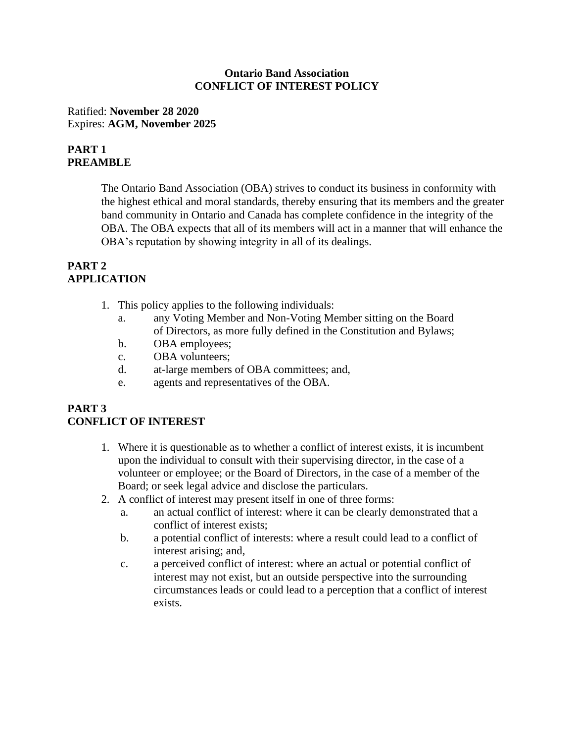# Ontario Band Association
## CONFLICT OF INTEREST POLICY

Ratified: **November 28 2020**
Expires: **AGM, November 2025**

## PART 1
## PREAMBLE

The Ontario Band Association (OBA) strives to conduct its business in conformity with the highest ethical and moral standards, thereby ensuring that its members and the greater band community in Ontario and Canada has complete confidence in the integrity of the OBA. The OBA expects that all of its members will act in a manner that will enhance the OBA's reputation by showing integrity in all of its dealings.

## PART 2
## APPLICATION

1. This policy applies to the following individuals:
   a. any Voting Member and Non-Voting Member sitting on the Board of Directors, as more fully defined in the Constitution and Bylaws;
   b. OBA employees;
   c. OBA volunteers;
   d. at-large members of OBA committees; and,
   e. agents and representatives of the OBA.

## PART 3
## CONFLICT OF INTEREST

1. Where it is questionable as to whether a conflict of interest exists, it is incumbent upon the individual to consult with their supervising director, in the case of a volunteer or employee; or the Board of Directors, in the case of a member of the Board; or seek legal advice and disclose the particulars.
2. A conflict of interest may present itself in one of three forms:
   a. an actual conflict of interest: where it can be clearly demonstrated that a conflict of interest exists;
   b. a potential conflict of interests: where a result could lead to a conflict of interest arising; and,
   c. a perceived conflict of interest: where an actual or potential conflict of interest may not exist, but an outside perspective into the surrounding circumstances leads or could lead to a perception that a conflict of interest exists.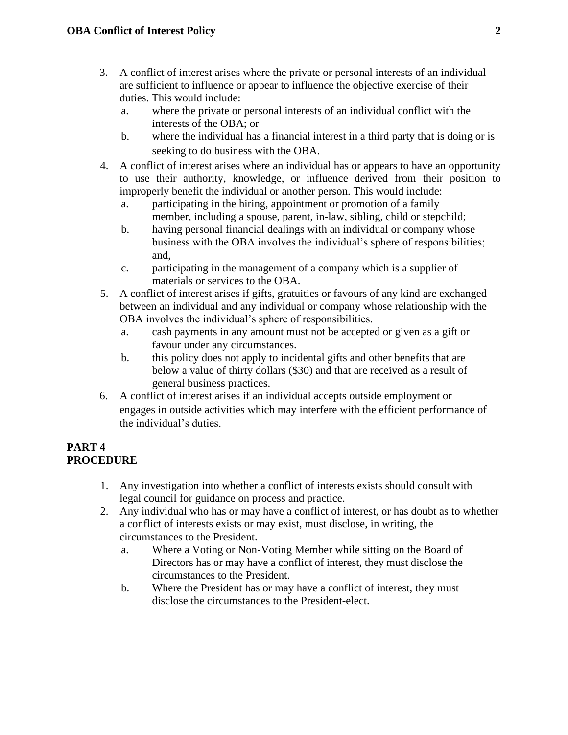3. A conflict of interest arises where the private or personal interests of an individual are sufficient to influence or appear to influence the objective exercise of their duties. This would include:
   a. where the private or personal interests of an individual conflict with the interests of the OBA; or
   b. where the individual has a financial interest in a third party that is doing or is seeking to do business with the OBA.
4. A conflict of interest arises where an individual has or appears to have an opportunity to use their authority, knowledge, or influence derived from their position to improperly benefit the individual or another person. This would include:
   a. participating in the hiring, appointment or promotion of a family member, including a spouse, parent, in-law, sibling, child or stepchild;
   b. having personal financial dealings with an individual or company whose business with the OBA involves the individual's sphere of responsibilities; and,
   c. participating in the management of a company which is a supplier of materials or services to the OBA.
5. A conflict of interest arises if gifts, gratuities or favours of any kind are exchanged between an individual and any individual or company whose relationship with the OBA involves the individual's sphere of responsibilities.
   a. cash payments in any amount must not be accepted or given as a gift or favour under any circumstances.
   b. this policy does not apply to incidental gifts and other benefits that are below a value of thirty dollars ($30) and that are received as a result of general business practices.
6. A conflict of interest arises if an individual accepts outside employment or engages in outside activities which may interfere with the efficient performance of the individual's duties.

## PART 4
## PROCEDURE

1. Any investigation into whether a conflict of interests exists should consult with legal council for guidance on process and practice.
2. Any individual who has or may have a conflict of interest, or has doubt as to whether a conflict of interests exists or may exist, must disclose, in writing, the circumstances to the President.
   a. Where a Voting or Non-Voting Member while sitting on the Board of Directors has or may have a conflict of interest, they must disclose the circumstances to the President.
   b. Where the President has or may have a conflict of interest, they must disclose the circumstances to the President-elect.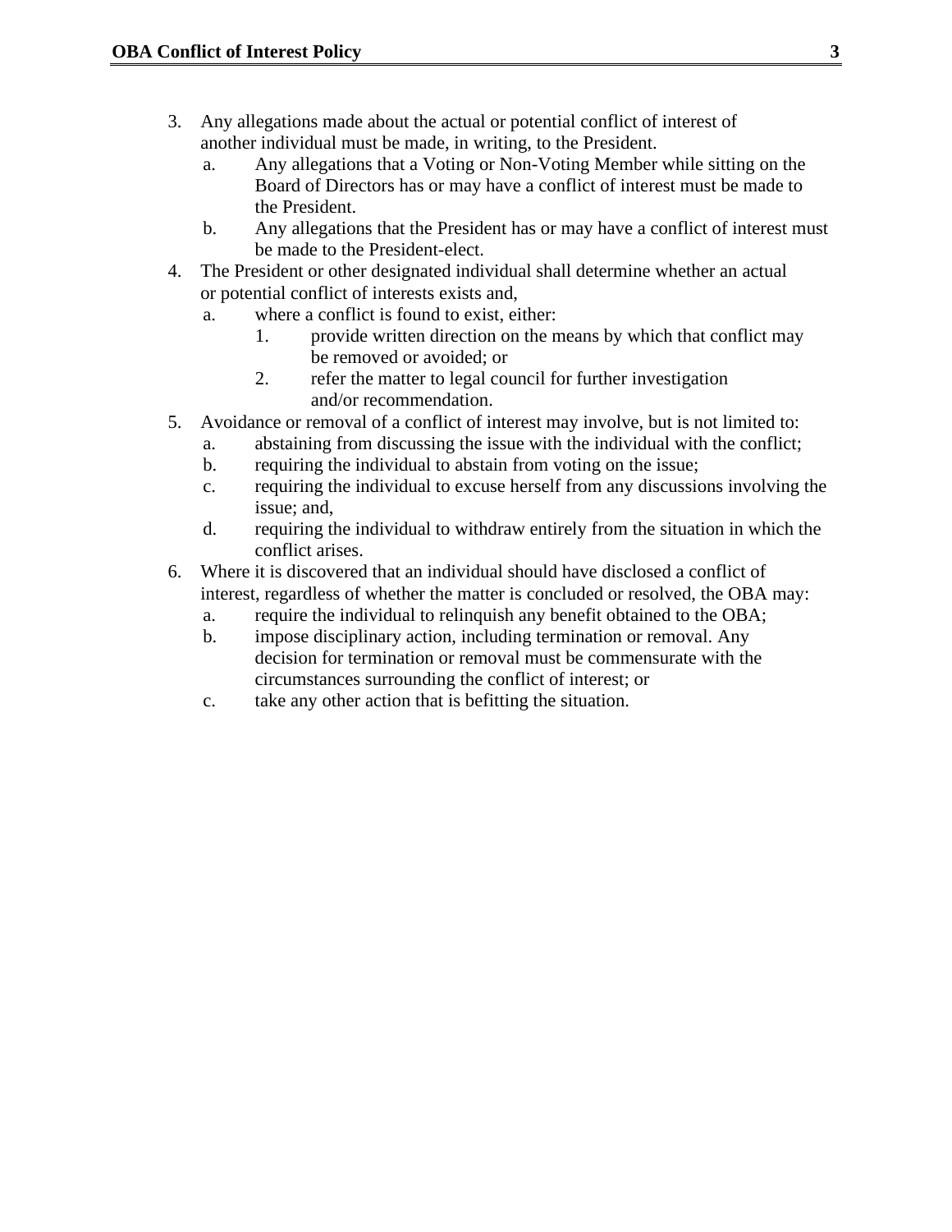3. Any allegations made about the actual or potential conflict of interest of another individual must be made, in writing, to the President.
   a. Any allegations that a Voting or Non-Voting Member while sitting on the Board of Directors has or may have a conflict of interest must be made to the President.
   b. Any allegations that the President has or may have a conflict of interest must be made to the President-elect.
4. The President or other designated individual shall determine whether an actual or potential conflict of interests exists and,
   a. where a conflict is found to exist, either:
      1. provide written direction on the means by which that conflict may be removed or avoided; or
      2. refer the matter to legal council for further investigation and/or recommendation.
5. Avoidance or removal of a conflict of interest may involve, but is not limited to:
   a. abstaining from discussing the issue with the individual with the conflict;
   b. requiring the individual to abstain from voting on the issue;
   c. requiring the individual to excuse herself from any discussions involving the issue; and,
   d. requiring the individual to withdraw entirely from the situation in which the conflict arises.
6. Where it is discovered that an individual should have disclosed a conflict of interest, regardless of whether the matter is concluded or resolved, the OBA may:
   a. require the individual to relinquish any benefit obtained to the OBA;
   b. impose disciplinary action, including termination or removal. Any decision for termination or removal must be commensurate with the circumstances surrounding the conflict of interest; or
   c. take any other action that is befitting the situation.